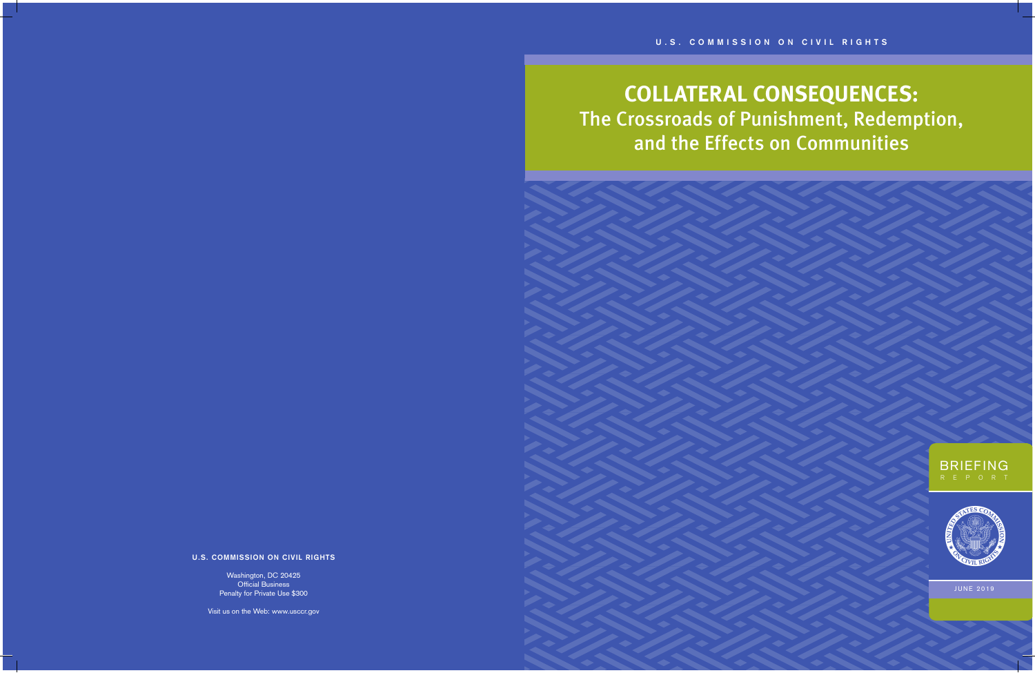U.S. COMMISSION ON CIVIL RIGHTS

# COLLATERAL CONSEQUENCES:

## The Crossroads of Punishment, Redemption, and the Effects on Communities

BRIEFING REPORT

JUNE 2019

**U.S. COMMISSION ON CIVIL RIGHTS**

Washington, DC 20425
Official Business
Penalty for Private Use $300

Visit us on the Web: www.usccr.gov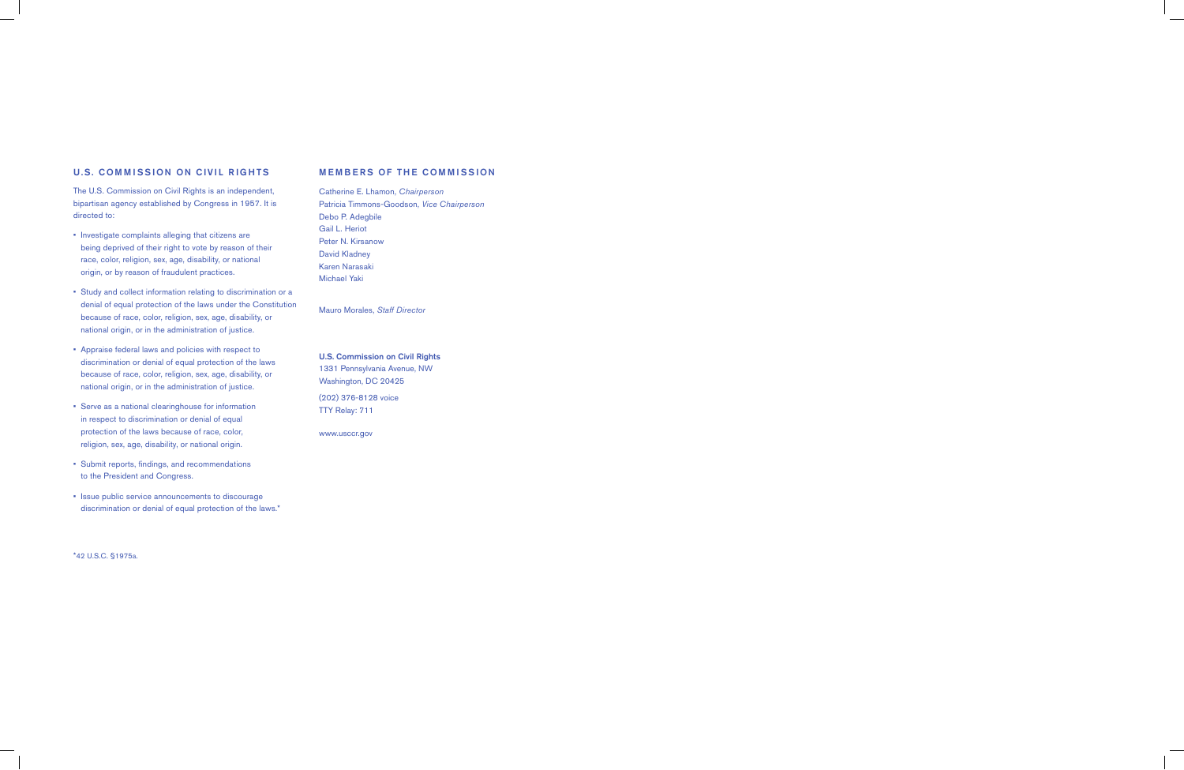## U.S. COMMISSION ON CIVIL RIGHTS

The U.S. Commission on Civil Rights is an independent, bipartisan agency established by Congress in 1957. It is directed to:

- Investigate complaints alleging that citizens are being deprived of their right to vote by reason of their race, color, religion, sex, age, disability, or national origin, or by reason of fraudulent practices.
- Study and collect information relating to discrimination or a denial of equal protection of the laws under the Constitution because of race, color, religion, sex, age, disability, or national origin, or in the administration of justice.
- Appraise federal laws and policies with respect to discrimination or denial of equal protection of the laws because of race, color, religion, sex, age, disability, or national origin, or in the administration of justice.
- Serve as a national clearinghouse for information in respect to discrimination or denial of equal protection of the laws because of race, color, religion, sex, age, disability, or national origin.
- Submit reports, findings, and recommendations to the President and Congress.
- Issue public service announcements to discourage discrimination or denial of equal protection of the laws.*

*42 U.S.C. §1975a.

## MEMBERS OF THE COMMISSION

Catherine E. Lhamon, *Chairperson*
Patricia Timmons-Goodson, *Vice Chairperson*
Debo P. Adegbile
Gail L. Heriot
Peter N. Kirsanow
David Kladney
Karen Narasaki
Michael Yaki

Mauro Morales, *Staff Director*

**U.S. Commission on Civil Rights**
1331 Pennsylvania Avenue, NW
Washington, DC 20425

(202) 376-8128 voice
TTY Relay: 711

www.usccr.gov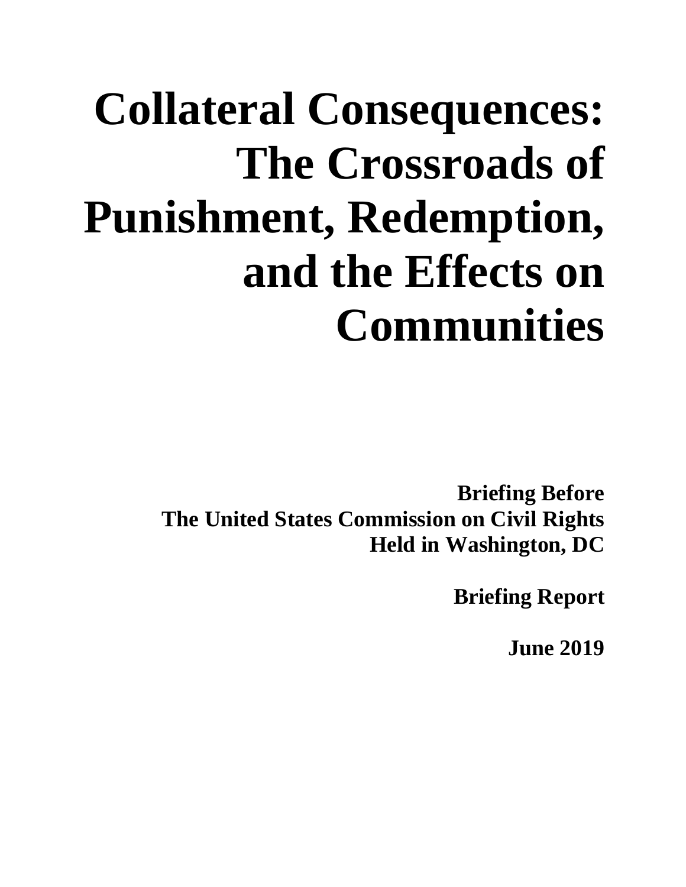# Collateral Consequences: The Crossroads of Punishment, Redemption, and the Effects on Communities

**Briefing Before**
**The United States Commission on Civil Rights**
**Held in Washington, DC**

**Briefing Report**

**June 2019**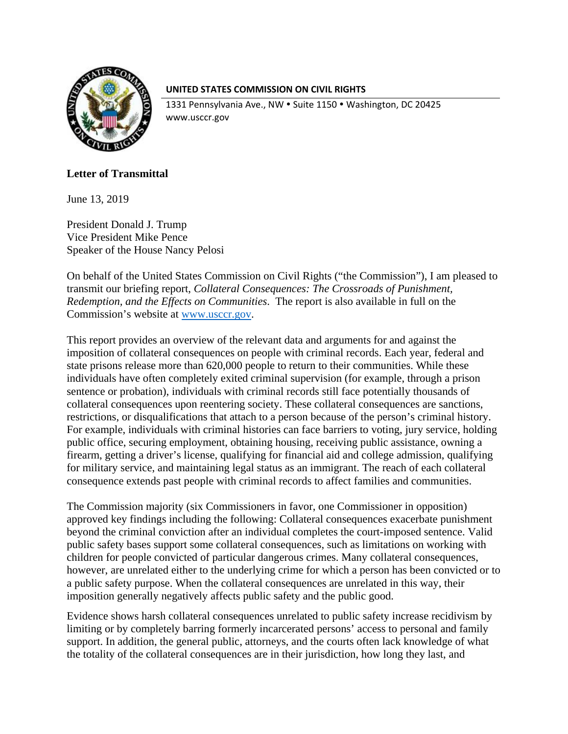**UNITED STATES COMMISSION ON CIVIL RIGHTS**

1331 Pennsylvania Ave., NW • Suite 1150 • Washington, DC 20425
www.usccr.gov

**Letter of Transmittal**

June 13, 2019

President Donald J. Trump
Vice President Mike Pence
Speaker of the House Nancy Pelosi

On behalf of the United States Commission on Civil Rights ("the Commission"), I am pleased to transmit our briefing report, *Collateral Consequences: The Crossroads of Punishment, Redemption, and the Effects on Communities*. The report is also available in full on the Commission's website at www.usccr.gov.

This report provides an overview of the relevant data and arguments for and against the imposition of collateral consequences on people with criminal records. Each year, federal and state prisons release more than 620,000 people to return to their communities. While these individuals have often completely exited criminal supervision (for example, through a prison sentence or probation), individuals with criminal records still face potentially thousands of collateral consequences upon reentering society. These collateral consequences are sanctions, restrictions, or disqualifications that attach to a person because of the person's criminal history. For example, individuals with criminal histories can face barriers to voting, jury service, holding public office, securing employment, obtaining housing, receiving public assistance, owning a firearm, getting a driver's license, qualifying for financial aid and college admission, qualifying for military service, and maintaining legal status as an immigrant. The reach of each collateral consequence extends past people with criminal records to affect families and communities.

The Commission majority (six Commissioners in favor, one Commissioner in opposition) approved key findings including the following: Collateral consequences exacerbate punishment beyond the criminal conviction after an individual completes the court-imposed sentence. Valid public safety bases support some collateral consequences, such as limitations on working with children for people convicted of particular dangerous crimes. Many collateral consequences, however, are unrelated either to the underlying crime for which a person has been convicted or to a public safety purpose. When the collateral consequences are unrelated in this way, their imposition generally negatively affects public safety and the public good.

Evidence shows harsh collateral consequences unrelated to public safety increase recidivism by limiting or by completely barring formerly incarcerated persons' access to personal and family support. In addition, the general public, attorneys, and the courts often lack knowledge of what the totality of the collateral consequences are in their jurisdiction, how long they last, and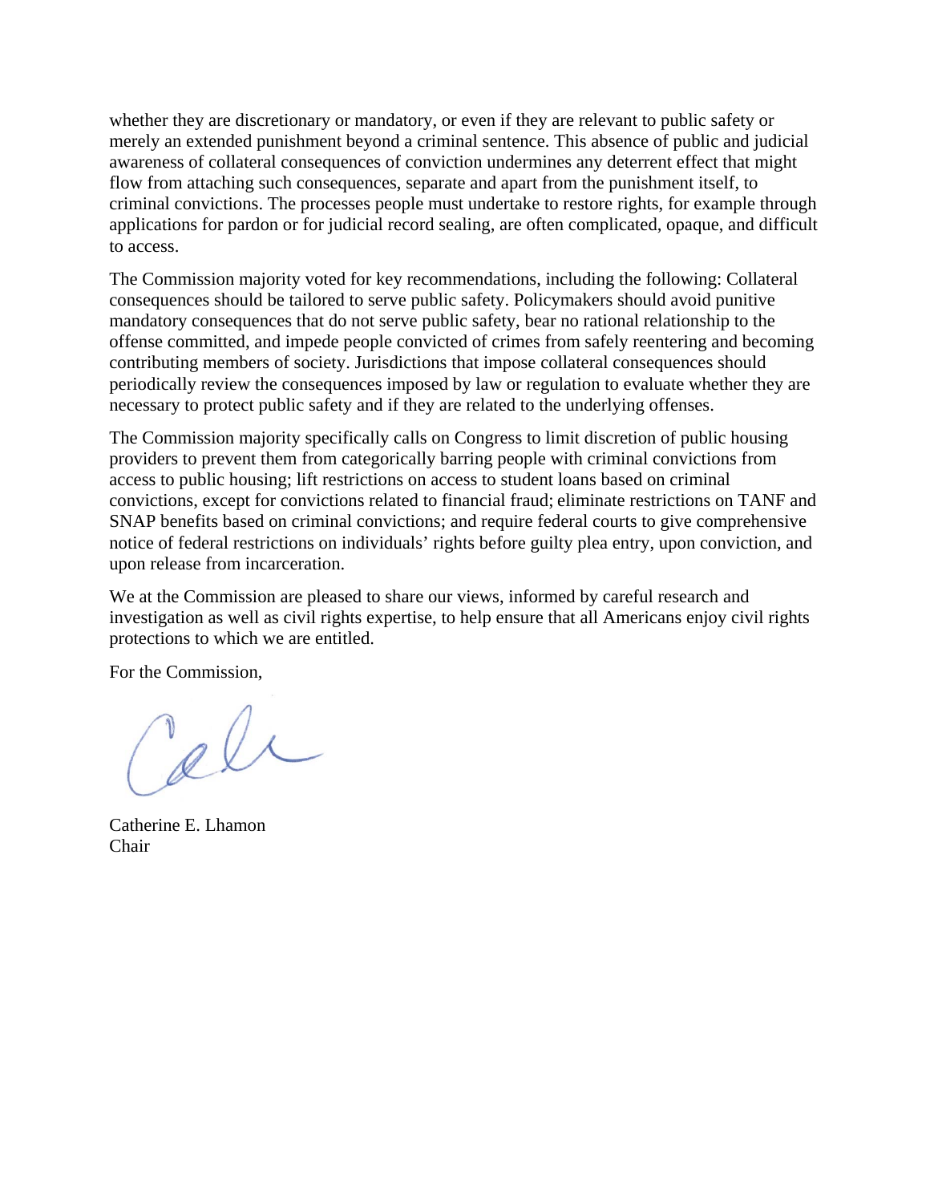whether they are discretionary or mandatory, or even if they are relevant to public safety or merely an extended punishment beyond a criminal sentence. This absence of public and judicial awareness of collateral consequences of conviction undermines any deterrent effect that might flow from attaching such consequences, separate and apart from the punishment itself, to criminal convictions. The processes people must undertake to restore rights, for example through applications for pardon or for judicial record sealing, are often complicated, opaque, and difficult to access.

The Commission majority voted for key recommendations, including the following: Collateral consequences should be tailored to serve public safety. Policymakers should avoid punitive mandatory consequences that do not serve public safety, bear no rational relationship to the offense committed, and impede people convicted of crimes from safely reentering and becoming contributing members of society. Jurisdictions that impose collateral consequences should periodically review the consequences imposed by law or regulation to evaluate whether they are necessary to protect public safety and if they are related to the underlying offenses.

The Commission majority specifically calls on Congress to limit discretion of public housing providers to prevent them from categorically barring people with criminal convictions from access to public housing; lift restrictions on access to student loans based on criminal convictions, except for convictions related to financial fraud; eliminate restrictions on TANF and SNAP benefits based on criminal convictions; and require federal courts to give comprehensive notice of federal restrictions on individuals' rights before guilty plea entry, upon conviction, and upon release from incarceration.

We at the Commission are pleased to share our views, informed by careful research and investigation as well as civil rights expertise, to help ensure that all Americans enjoy civil rights protections to which we are entitled.

For the Commission,

Catherine E. Lhamon
Chair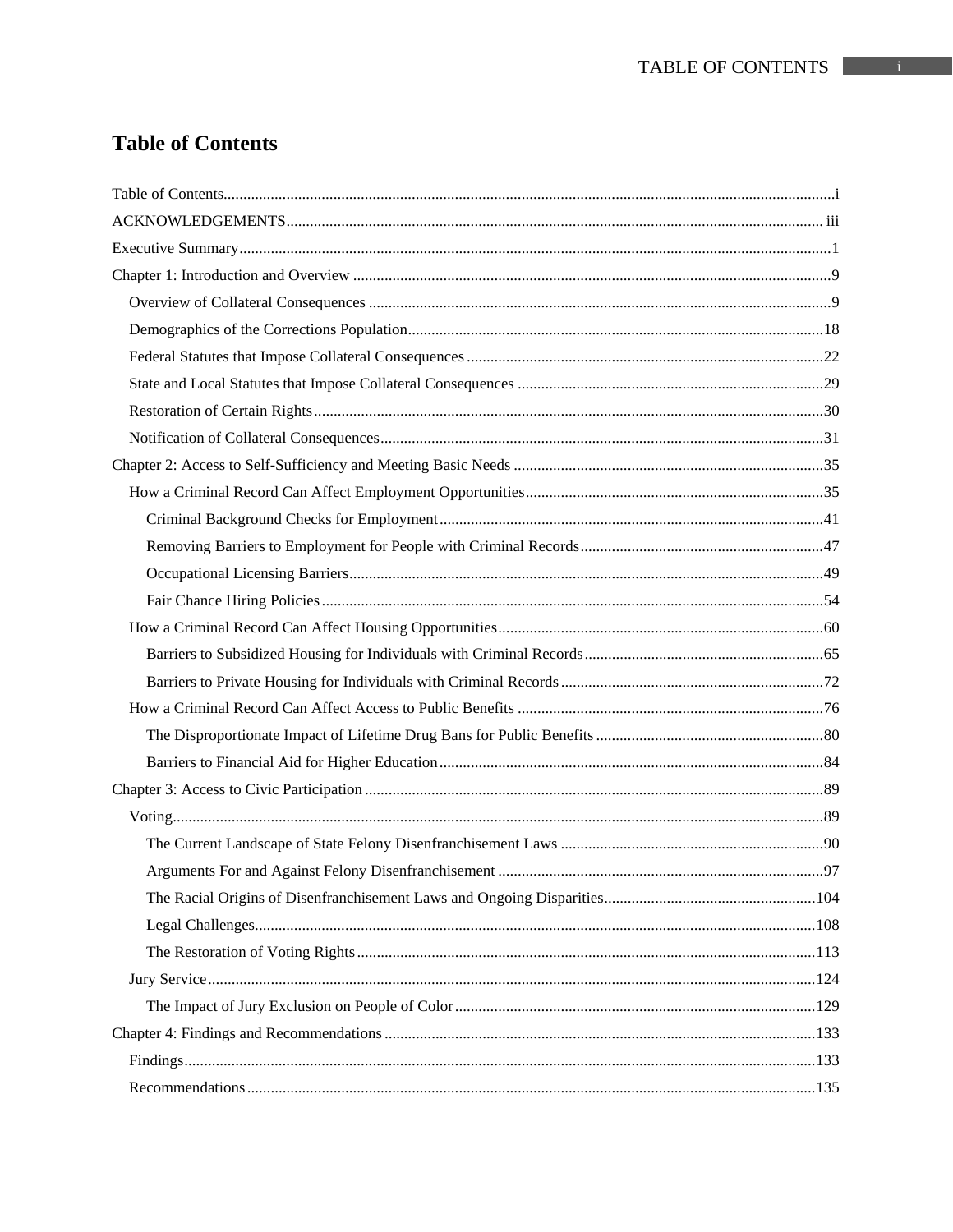# Table of Contents

Table of Contents....................................................................................................................................i

ACKNOWLEDGEMENTS.................................................................................................................... iii

Executive Summary....................................................................................................................................1

Chapter 1: Introduction and Overview ........................................................................................................9

- Overview of Collateral Consequences ....................................................................................................9
- Demographics of the Corrections Population........................................................................................18
- Federal Statutes that Impose Collateral Consequences ..........................................................................22
- State and Local Statutes that Impose Collateral Consequences .............................................................29
- Restoration of Certain Rights.................................................................................................................30
- Notification of Collateral Consequences...............................................................................................31

Chapter 2: Access to Self-Sufficiency and Meeting Basic Needs ..............................................................35

- How a Criminal Record Can Affect Employment Opportunities...........................................................35
  - Criminal Background Checks for Employment.................................................................................41
  - Removing Barriers to Employment for People with Criminal Records.............................................47
  - Occupational Licensing Barriers.......................................................................................................49
  - Fair Chance Hiring Policies..............................................................................................................54
- How a Criminal Record Can Affect Housing Opportunities..................................................................60
  - Barriers to Subsidized Housing for Individuals with Criminal Records............................................65
  - Barriers to Private Housing for Individuals with Criminal Records..................................................72
- How a Criminal Record Can Affect Access to Public Benefits .............................................................76
  - The Disproportionate Impact of Lifetime Drug Bans for Public Benefits .........................................80
  - Barriers to Financial Aid for Higher Education.................................................................................84

Chapter 3: Access to Civic Participation ...................................................................................................89

- Voting....................................................................................................................................................89
  - The Current Landscape of State Felony Disenfranchisement Laws ..................................................90
  - Arguments For and Against Felony Disenfranchisement ..................................................................97
  - The Racial Origins of Disenfranchisement Laws and Ongoing Disparities.....................................104
  - Legal Challenges.............................................................................................................................108
  - The Restoration of Voting Rights ...................................................................................................113
- Jury Service........................................................................................................................................124
  - The Impact of Jury Exclusion on People of Color...........................................................................129

Chapter 4: Findings and Recommendations ............................................................................................133

- Findings...............................................................................................................................................133
- Recommendations ...............................................................................................................................135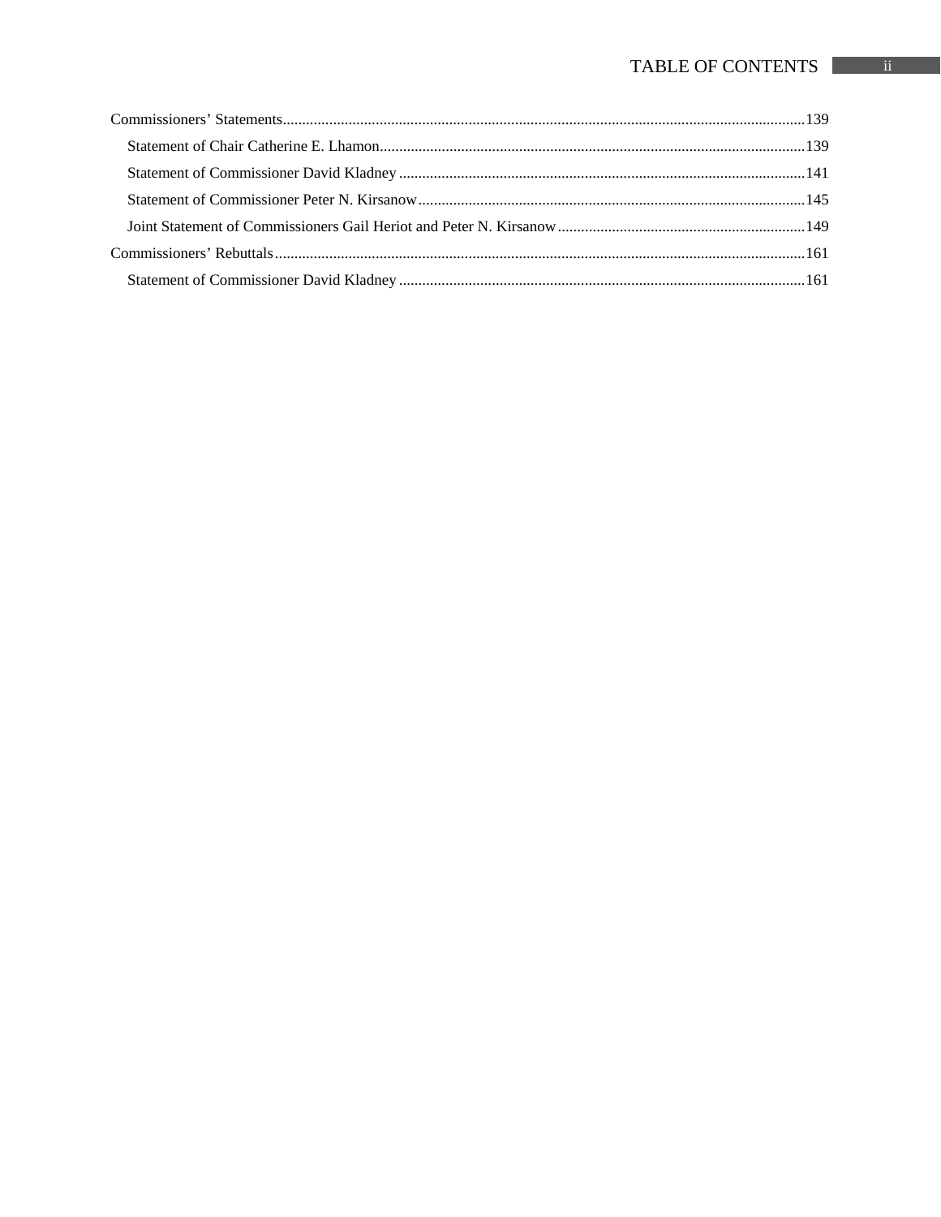Commissioners' Statements....................................................................................................................139

- Statement of Chair Catherine E. Lhamon.............................................................................................139
- Statement of Commissioner David Kladney .........................................................................................141
- Statement of Commissioner Peter N. Kirsanow....................................................................................145
- Joint Statement of Commissioners Gail Heriot and Peter N. Kirsanow................................................149

Commissioners' Rebuttals.......................................................................................................................161

- Statement of Commissioner David Kladney .........................................................................................161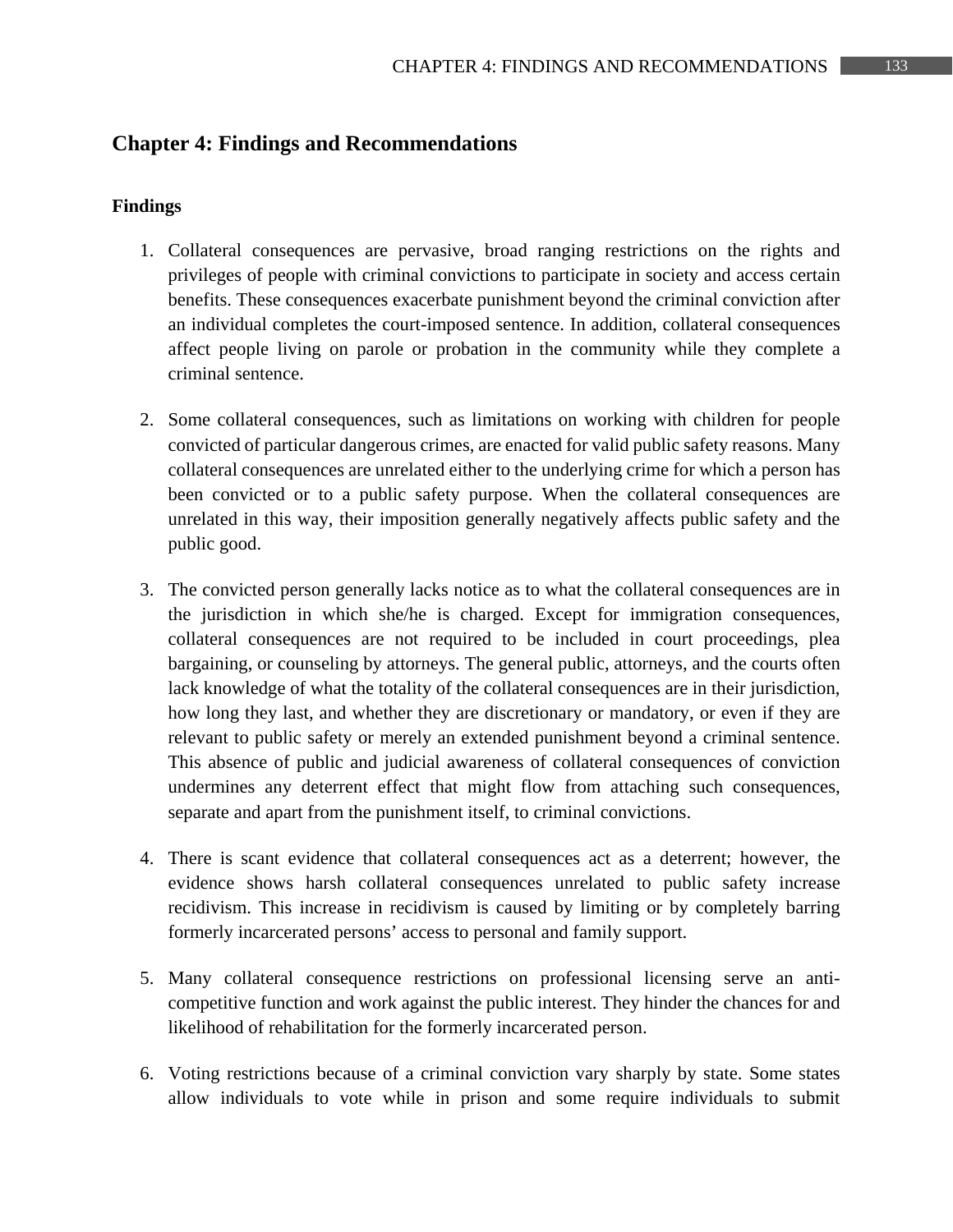# Chapter 4: Findings and Recommendations

## Findings

1. Collateral consequences are pervasive, broad ranging restrictions on the rights and privileges of people with criminal convictions to participate in society and access certain benefits. These consequences exacerbate punishment beyond the criminal conviction after an individual completes the court-imposed sentence. In addition, collateral consequences affect people living on parole or probation in the community while they complete a criminal sentence.

2. Some collateral consequences, such as limitations on working with children for people convicted of particular dangerous crimes, are enacted for valid public safety reasons. Many collateral consequences are unrelated either to the underlying crime for which a person has been convicted or to a public safety purpose. When the collateral consequences are unrelated in this way, their imposition generally negatively affects public safety and the public good.

3. The convicted person generally lacks notice as to what the collateral consequences are in the jurisdiction in which she/he is charged. Except for immigration consequences, collateral consequences are not required to be included in court proceedings, plea bargaining, or counseling by attorneys. The general public, attorneys, and the courts often lack knowledge of what the totality of the collateral consequences are in their jurisdiction, how long they last, and whether they are discretionary or mandatory, or even if they are relevant to public safety or merely an extended punishment beyond a criminal sentence. This absence of public and judicial awareness of collateral consequences of conviction undermines any deterrent effect that might flow from attaching such consequences, separate and apart from the punishment itself, to criminal convictions.

4. There is scant evidence that collateral consequences act as a deterrent; however, the evidence shows harsh collateral consequences unrelated to public safety increase recidivism. This increase in recidivism is caused by limiting or by completely barring formerly incarcerated persons' access to personal and family support.

5. Many collateral consequence restrictions on professional licensing serve an anti-competitive function and work against the public interest. They hinder the chances for and likelihood of rehabilitation for the formerly incarcerated person.

6. Voting restrictions because of a criminal conviction vary sharply by state. Some states allow individuals to vote while in prison and some require individuals to submit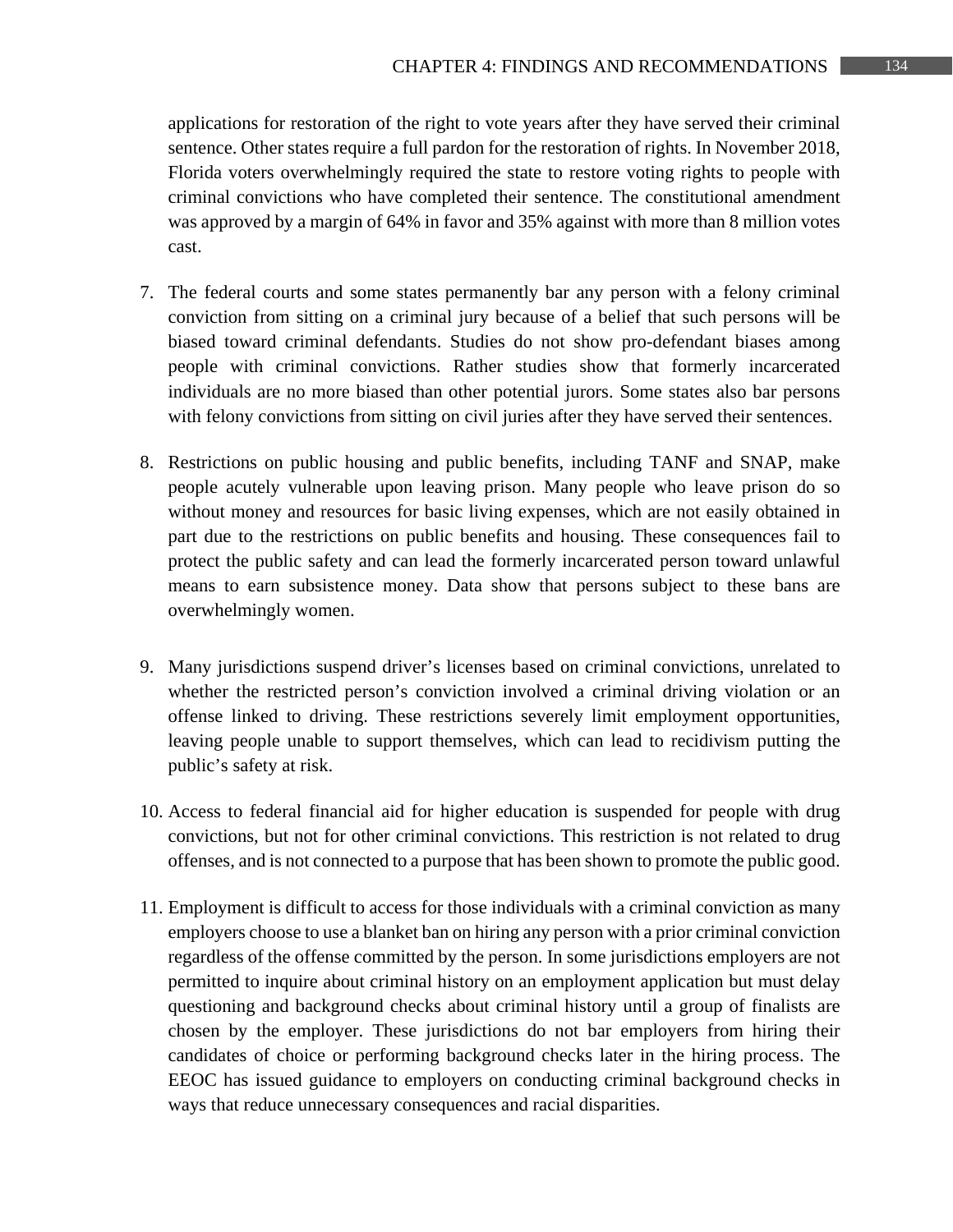applications for restoration of the right to vote years after they have served their criminal sentence. Other states require a full pardon for the restoration of rights. In November 2018, Florida voters overwhelmingly required the state to restore voting rights to people with criminal convictions who have completed their sentence. The constitutional amendment was approved by a margin of 64% in favor and 35% against with more than 8 million votes cast.

7. The federal courts and some states permanently bar any person with a felony criminal conviction from sitting on a criminal jury because of a belief that such persons will be biased toward criminal defendants. Studies do not show pro-defendant biases among people with criminal convictions. Rather studies show that formerly incarcerated individuals are no more biased than other potential jurors. Some states also bar persons with felony convictions from sitting on civil juries after they have served their sentences.

8. Restrictions on public housing and public benefits, including TANF and SNAP, make people acutely vulnerable upon leaving prison. Many people who leave prison do so without money and resources for basic living expenses, which are not easily obtained in part due to the restrictions on public benefits and housing. These consequences fail to protect the public safety and can lead the formerly incarcerated person toward unlawful means to earn subsistence money. Data show that persons subject to these bans are overwhelmingly women.

9. Many jurisdictions suspend driver's licenses based on criminal convictions, unrelated to whether the restricted person's conviction involved a criminal driving violation or an offense linked to driving. These restrictions severely limit employment opportunities, leaving people unable to support themselves, which can lead to recidivism putting the public's safety at risk.

10. Access to federal financial aid for higher education is suspended for people with drug convictions, but not for other criminal convictions. This restriction is not related to drug offenses, and is not connected to a purpose that has been shown to promote the public good.

11. Employment is difficult to access for those individuals with a criminal conviction as many employers choose to use a blanket ban on hiring any person with a prior criminal conviction regardless of the offense committed by the person. In some jurisdictions employers are not permitted to inquire about criminal history on an employment application but must delay questioning and background checks about criminal history until a group of finalists are chosen by the employer. These jurisdictions do not bar employers from hiring their candidates of choice or performing background checks later in the hiring process. The EEOC has issued guidance to employers on conducting criminal background checks in ways that reduce unnecessary consequences and racial disparities.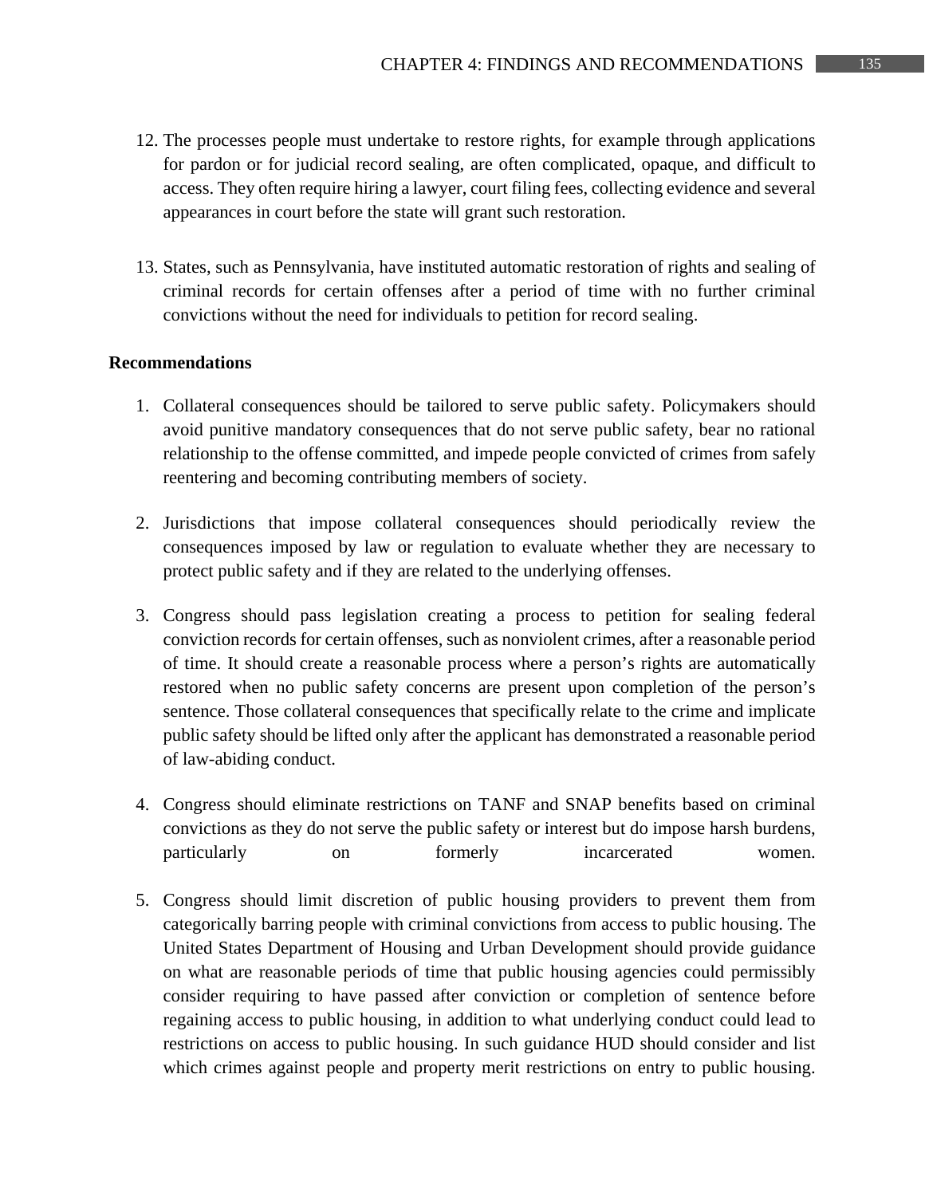12. The processes people must undertake to restore rights, for example through applications for pardon or for judicial record sealing, are often complicated, opaque, and difficult to access. They often require hiring a lawyer, court filing fees, collecting evidence and several appearances in court before the state will grant such restoration.

13. States, such as Pennsylvania, have instituted automatic restoration of rights and sealing of criminal records for certain offenses after a period of time with no further criminal convictions without the need for individuals to petition for record sealing.

**Recommendations**

1. Collateral consequences should be tailored to serve public safety. Policymakers should avoid punitive mandatory consequences that do not serve public safety, bear no rational relationship to the offense committed, and impede people convicted of crimes from safely reentering and becoming contributing members of society.

2. Jurisdictions that impose collateral consequences should periodically review the consequences imposed by law or regulation to evaluate whether they are necessary to protect public safety and if they are related to the underlying offenses.

3. Congress should pass legislation creating a process to petition for sealing federal conviction records for certain offenses, such as nonviolent crimes, after a reasonable period of time. It should create a reasonable process where a person's rights are automatically restored when no public safety concerns are present upon completion of the person's sentence. Those collateral consequences that specifically relate to the crime and implicate public safety should be lifted only after the applicant has demonstrated a reasonable period of law-abiding conduct.

4. Congress should eliminate restrictions on TANF and SNAP benefits based on criminal convictions as they do not serve the public safety or interest but do impose harsh burdens, particularly on formerly incarcerated women.

5. Congress should limit discretion of public housing providers to prevent them from categorically barring people with criminal convictions from access to public housing. The United States Department of Housing and Urban Development should provide guidance on what are reasonable periods of time that public housing agencies could permissibly consider requiring to have passed after conviction or completion of sentence before regaining access to public housing, in addition to what underlying conduct could lead to restrictions on access to public housing. In such guidance HUD should consider and list which crimes against people and property merit restrictions on entry to public housing.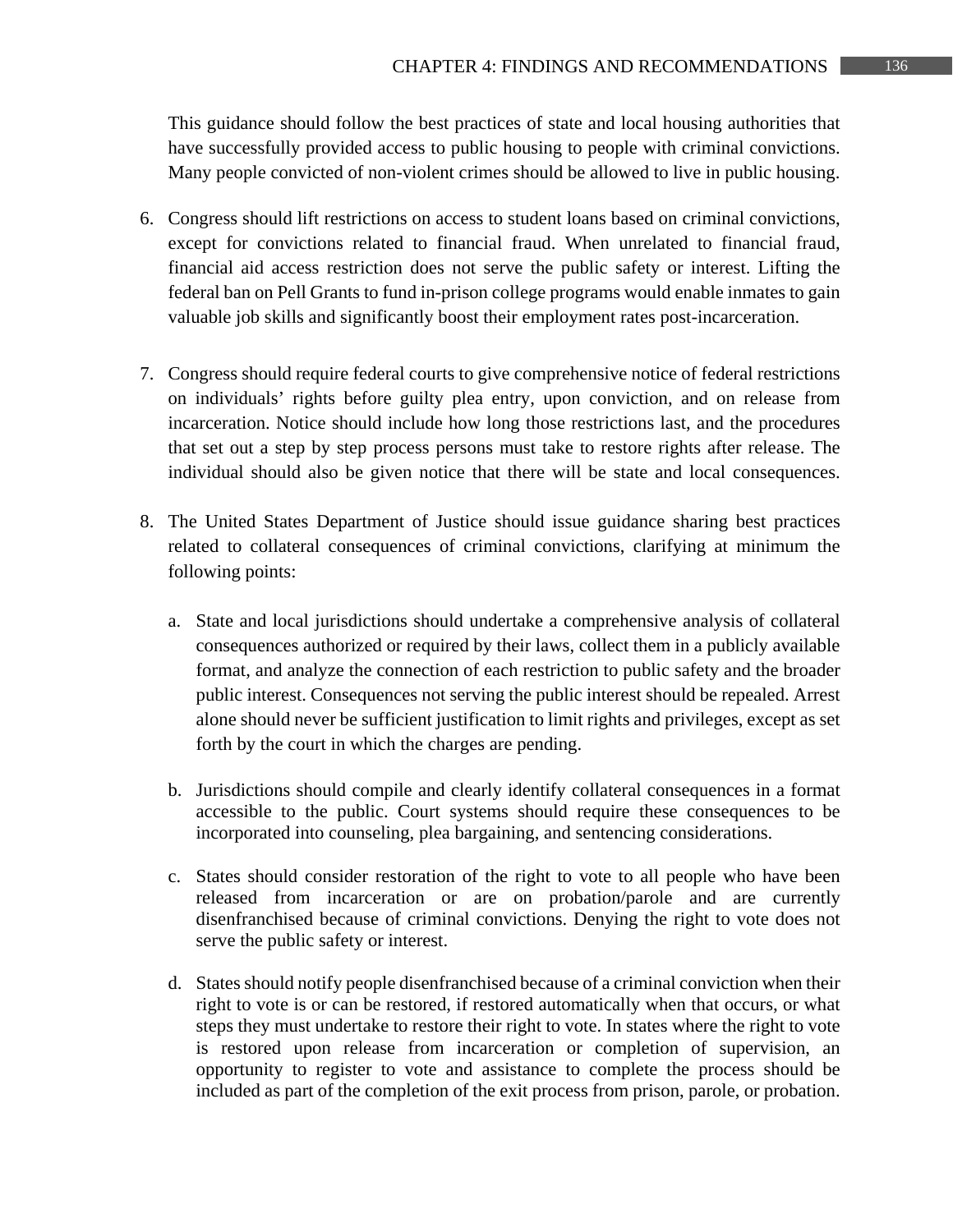This guidance should follow the best practices of state and local housing authorities that have successfully provided access to public housing to people with criminal convictions. Many people convicted of non-violent crimes should be allowed to live in public housing.

6. Congress should lift restrictions on access to student loans based on criminal convictions, except for convictions related to financial fraud. When unrelated to financial fraud, financial aid access restriction does not serve the public safety or interest. Lifting the federal ban on Pell Grants to fund in-prison college programs would enable inmates to gain valuable job skills and significantly boost their employment rates post-incarceration.

7. Congress should require federal courts to give comprehensive notice of federal restrictions on individuals' rights before guilty plea entry, upon conviction, and on release from incarceration. Notice should include how long those restrictions last, and the procedures that set out a step by step process persons must take to restore rights after release. The individual should also be given notice that there will be state and local consequences.

8. The United States Department of Justice should issue guidance sharing best practices related to collateral consequences of criminal convictions, clarifying at minimum the following points:

   a. State and local jurisdictions should undertake a comprehensive analysis of collateral consequences authorized or required by their laws, collect them in a publicly available format, and analyze the connection of each restriction to public safety and the broader public interest. Consequences not serving the public interest should be repealed. Arrest alone should never be sufficient justification to limit rights and privileges, except as set forth by the court in which the charges are pending.

   b. Jurisdictions should compile and clearly identify collateral consequences in a format accessible to the public. Court systems should require these consequences to be incorporated into counseling, plea bargaining, and sentencing considerations.

   c. States should consider restoration of the right to vote to all people who have been released from incarceration or are on probation/parole and are currently disenfranchised because of criminal convictions. Denying the right to vote does not serve the public safety or interest.

   d. States should notify people disenfranchised because of a criminal conviction when their right to vote is or can be restored, if restored automatically when that occurs, or what steps they must undertake to restore their right to vote. In states where the right to vote is restored upon release from incarceration or completion of supervision, an opportunity to register to vote and assistance to complete the process should be included as part of the completion of the exit process from prison, parole, or probation.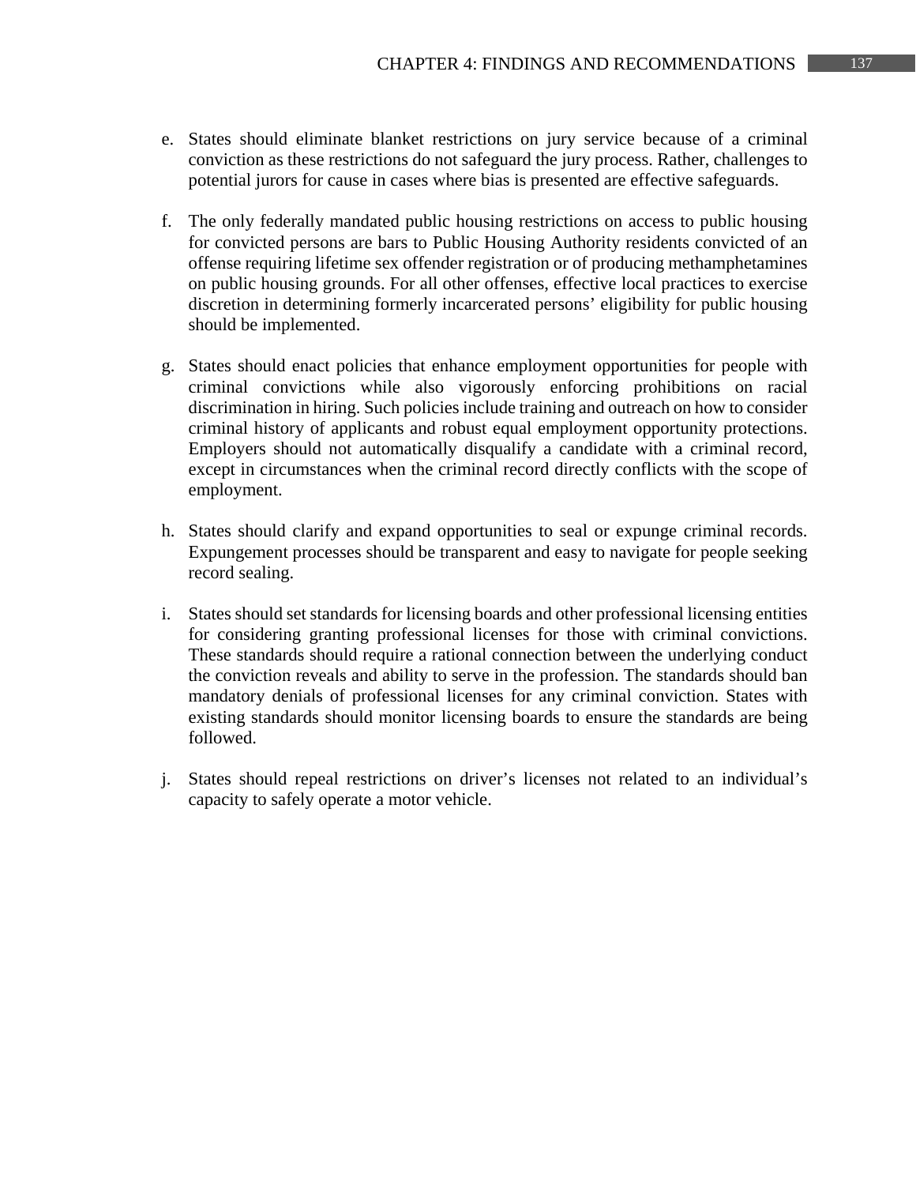e. States should eliminate blanket restrictions on jury service because of a criminal conviction as these restrictions do not safeguard the jury process. Rather, challenges to potential jurors for cause in cases where bias is presented are effective safeguards.

f. The only federally mandated public housing restrictions on access to public housing for convicted persons are bars to Public Housing Authority residents convicted of an offense requiring lifetime sex offender registration or of producing methamphetamines on public housing grounds. For all other offenses, effective local practices to exercise discretion in determining formerly incarcerated persons' eligibility for public housing should be implemented.

g. States should enact policies that enhance employment opportunities for people with criminal convictions while also vigorously enforcing prohibitions on racial discrimination in hiring. Such policies include training and outreach on how to consider criminal history of applicants and robust equal employment opportunity protections. Employers should not automatically disqualify a candidate with a criminal record, except in circumstances when the criminal record directly conflicts with the scope of employment.

h. States should clarify and expand opportunities to seal or expunge criminal records. Expungement processes should be transparent and easy to navigate for people seeking record sealing.

i. States should set standards for licensing boards and other professional licensing entities for considering granting professional licenses for those with criminal convictions. These standards should require a rational connection between the underlying conduct the conviction reveals and ability to serve in the profession. The standards should ban mandatory denials of professional licenses for any criminal conviction. States with existing standards should monitor licensing boards to ensure the standards are being followed.

j. States should repeal restrictions on driver's licenses not related to an individual's capacity to safely operate a motor vehicle.